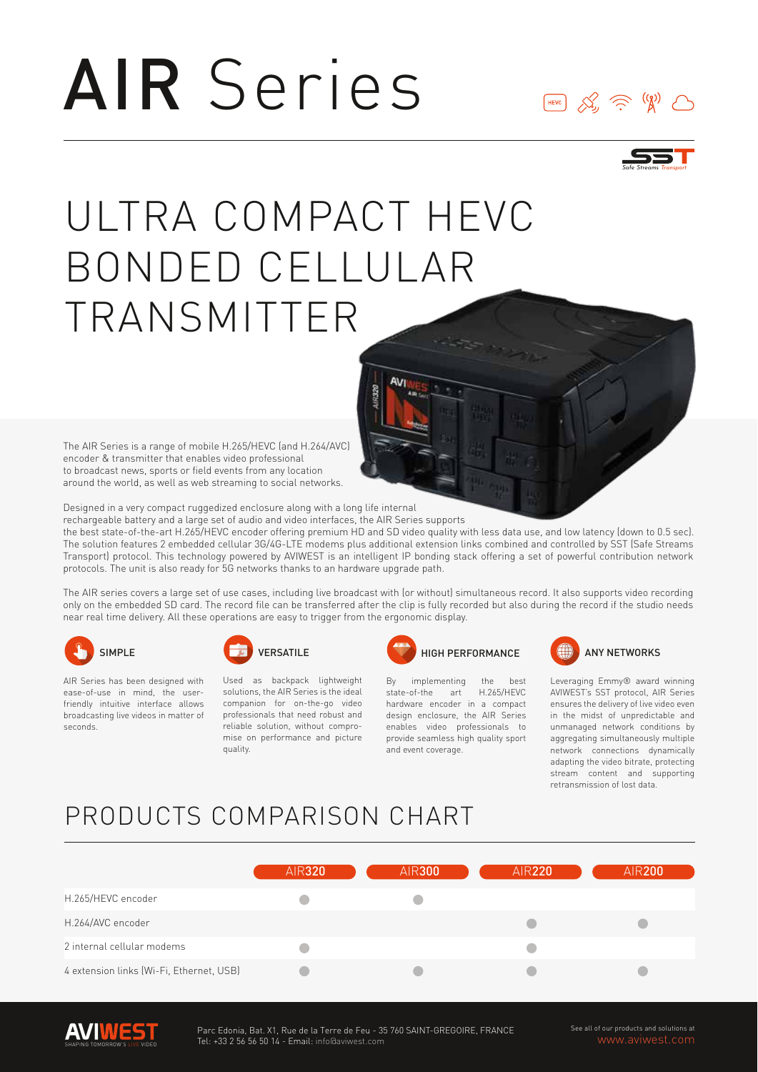# AIR Series

# ULTRA COMPACT HEVC BONDED CELLULAR TRANSMITTER

The AIR Series is a range of mobile H.265/HEVC (and H.264/AVC) encoder & transmitter that enables video professional to broadcast news, sports or field events from any location around the world, as well as web streaming to social networks.

Designed in a very compact ruggedized enclosure along with a long life internal rechargeable battery and a large set of audio and video interfaces, the AIR Series supports the best state-of-the-art H.265/HEVC encoder offering premium HD and SD video quality with less data use, and low latency (down to 0.5 sec). The solution features 2 embedded cellular 3G/4G-LTE modems plus additional extension links combined and controlled by SST (Safe Streams Transport) protocol. This technology powered by AVIWEST is an intelligent IP bonding stack offering a set of powerful contribution network protocols. The unit is also ready for 5G networks thanks to an hardware upgrade path.

The AIR series covers a large set of use cases, including live broadcast with (or without) simultaneous record. It also supports video recording only on the embedded SD card. The record file can be transferred after the clip is fully recorded but also during the record if the studio needs near real time delivery. All these operations are easy to trigger from the ergonomic display.

### SIMPLE

AIR Series has been designed with ease-of-use in mind, the user-friendly intuitive interface allows broadcasting live videos in matter of seconds.

### VERSATILE

Used as backpack lightweight solutions, the AIR Series is the ideal companion for on-the-go video professionals that need robust and reliable solution, without compromise on performance and picture quality.

### HIGH PERFORMANCE

By implementing the best state-of-the art H.265/HEVC hardware encoder in a compact design enclosure, the AIR Series enables video professionals to provide seamless high quality sport and event coverage.

### ANY NETWORKS

Leveraging Emmy® award winning AVIWEST's SST protocol, AIR Series ensures the delivery of live video even in the midst of unpredictable and unmanaged network conditions by aggregating simultaneously multiple network connections dynamically adapting the video bitrate, protecting stream content and supporting retransmission of lost data.

## PRODUCTS COMPARISON CHART

| | AIR**320** | AIR**300** | AIR**220** | AIR**200** |
|---|---|---|---|---|
| H.265/HEVC encoder | ● | ● | | |
| H.264/AVC encoder | | | ● | ● |
| 2 internal cellular modems | ● | | ● | |
| 4 extension links (Wi-Fi, Ethernet, USB) | ● | ● | ● | ● |

Parc Edonia, Bat. X1, Rue de la Terre de Feu - 35 760 SAINT-GREGOIRE, FRANCE
Tel: +33 2 56 56 50 14 - Email: info@aviwest.com

See all of our products and solutions at www.aviwest.com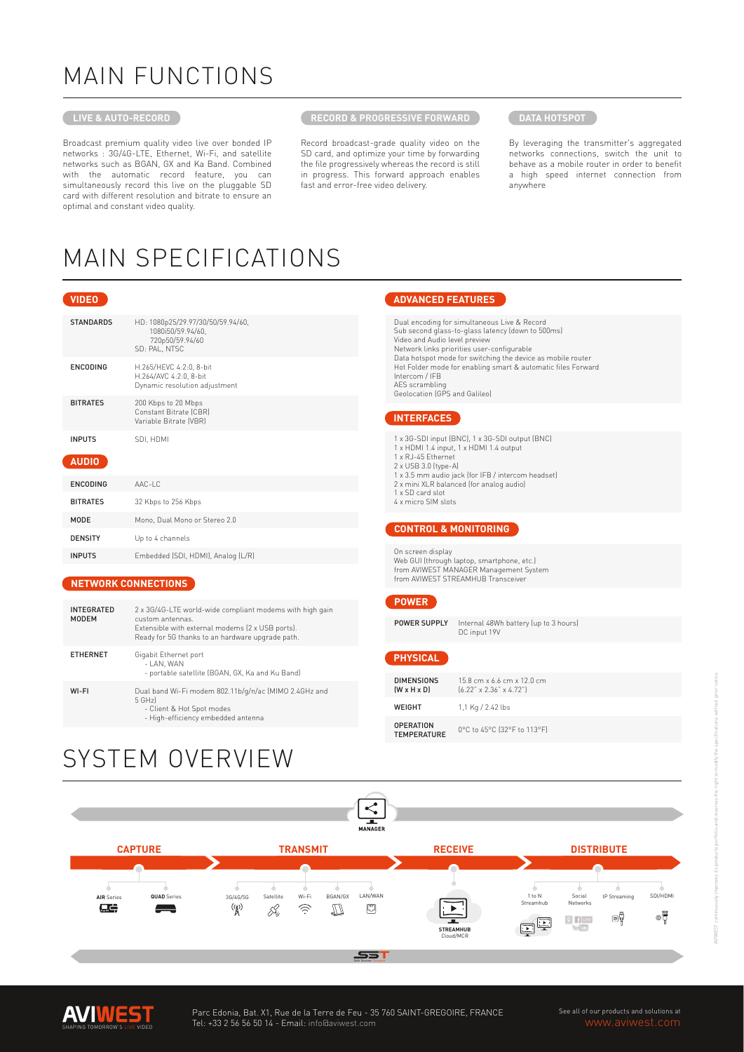# MAIN FUNCTIONS

### LIVE & AUTO-RECORD

Broadcast premium quality video live over bonded IP networks : 3G/4G-LTE, Ethernet, Wi-Fi, and satellite networks such as BGAN, GX and Ka Band. Combined with the automatic record feature, you can simultaneously record this live on the pluggable SD card with different resolution and bitrate to ensure an optimal and constant video quality.

### RECORD & PROGRESSIVE FORWARD

Record broadcast-grade quality video on the SD card, and optimize your time by forwarding the file progressively whereas the record is still in progress. This forward approach enables fast and error-free video delivery.

### DATA HOTSPOT

By leveraging the transmitter's aggregated networks connections, switch the unit to behave as a mobile router in order to benefit a high speed internet connection from anywhere

# MAIN SPECIFICATIONS

### VIDEO

| | |
|---|---|
| STANDARDS | HD: 1080p25/29.97/30/50/59.94/60, 1080i50/59.94/60, 720p50/59.94/60<br>SD: PAL, NTSC |
| ENCODING | H.265/HEVC 4:2:0, 8-bit<br>H.264/AVC 4:2:0, 8-bit<br>Dynamic resolution adjustment |
| BITRATES | 200 Kbps to 20 Mbps<br>Constant Bitrate (CBR)<br>Variable Bitrate (VBR) |
| INPUTS | SDI, HDMI |

### AUDIO

| | |
|---|---|
| ENCODING | AAC-LC |
| BITRATES | 32 Kbps to 256 Kbps |
| MODE | Mono, Dual Mono or Stereo 2.0 |
| DENSITY | Up to 4 channels |
| INPUTS | Embedded (SDI, HDMI), Analog (L/R) |

### NETWORK CONNECTIONS

| | |
|---|---|
| INTEGRATED MODEM | 2 x 3G/4G-LTE world-wide compliant modems with high gain custom antennas.<br>Extensible with external modems (2 x USB ports).<br>Ready for 5G thanks to an hardware upgrade path. |
| ETHERNET | Gigabit Ethernet port<br>- LAN, WAN<br>- portable satellite (BGAN, GX, Ka and Ku Band) |
| WI-FI | Dual band Wi-Fi modem 802.11b/g/n/ac (MIMO 2.4GHz and 5 GHz)<br>- Client & Hot Spot modes<br>- High-efficiency embedded antenna |

### ADVANCED FEATURES

Dual encoding for simultaneous Live & Record
Sub second glass-to-glass latency (down to 500ms)
Video and Audio level preview
Network links priorities user-configurable
Data hotspot mode for switching the device as mobile router
Hot Folder mode for enabling smart & automatic files Forward
Intercom / IFB
AES scrambling
Geolocation (GPS and Galileo)

### INTERFACES

1 x 3G-SDI input (BNC), 1 x 3G-SDI output (BNC)
1 x HDMI 1.4 input, 1 x HDMI 1.4 output
1 x RJ-45 Ethernet
2 x USB 3.0 (type-A)
1 x 3.5 mm audio jack (for IFB / intercom headset)
2 x mini XLR balanced (for analog audio)
1 x SD card slot
4 x micro SIM slots

### CONTROL & MONITORING

On screen display
Web GUI (through laptop, smartphone, etc.)
from AVIWEST MANAGER Management System
from AVIWEST STREAMHUB Transceiver

### POWER

| | |
|---|---|
| POWER SUPPLY | Internal 48Wh battery (up to 3 hours)<br>DC input 19V |

### PHYSICAL

| | |
|---|---|
| DIMENSIONS (W x H x D) | 15.8 cm x 6.6 cm x 12.0 cm<br>(6.22" x 2.36" x 4.72") |
| WEIGHT | 1,1 Kg / 2.42 lbs |
| OPERATION TEMPERATURE | 0°C to 45°C (32°F to 113°F) |

# SYSTEM OVERVIEW

MANAGER

CAPTURE
AIR Series
QUAD Series

TRANSMIT
3G/4G/5G
Satellite
Wi-Fi
BGAN/GX
LAN/WAN

RECEIVE
STREAMHUB
Cloud/MCR

DISTRIBUTE
1 to N Streamhub
Social Networks
IP Streaming
SDI/HDMI

SST

AVIWEST continuously improves its products portfolio and reserves the right to modify the specifications without prior notice.

AVIWEST SHAPING TOMORROW'S LIVE VIDEO

Parc Edonia, Bat. X1, Rue de la Terre de Feu - 35 760 SAINT-GREGOIRE, FRANCE
Tel: +33 2 56 56 50 14 - Email: info@aviwest.com

See all of our products and solutions at
www.aviwest.com